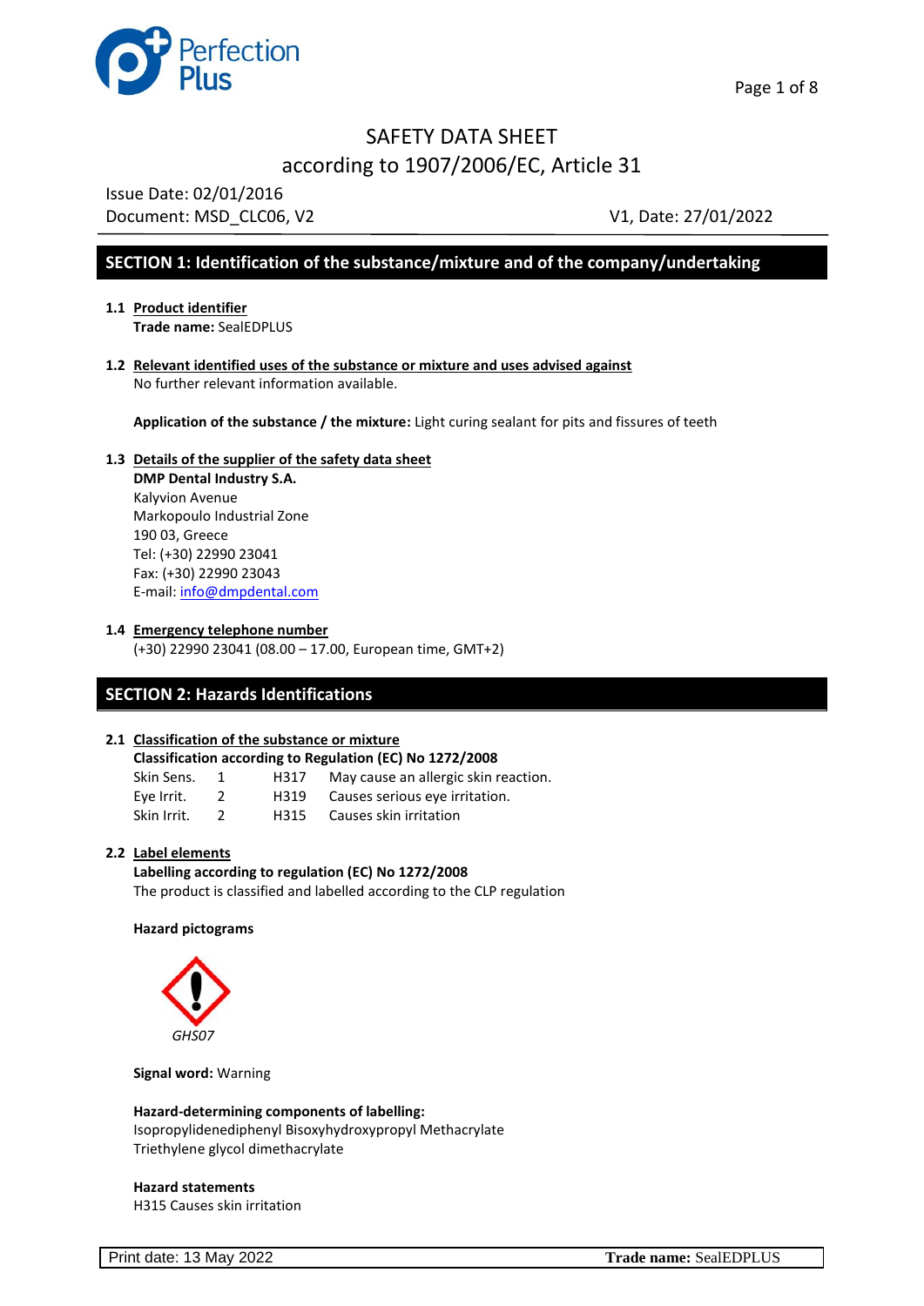# SAFETY DATA SHEET

## according to 1907/2006/EC, Article 31

Issue Date: 02/01/2016

Document: MSD_CLC06, V2 V1, Date: 27/01/2022

## SECTION 1: Identification of the substance/mixture and of the company/undertaking

**1.1 Product identifier**

**Trade name:** SealEDPLUS

**1.2 Relevant identified uses of the substance or mixture and uses advised against**

No further relevant information available.

**Application of the substance / the mixture:** Light curing sealant for pits and fissures of teeth

**1.3 Details of the supplier of the safety data sheet**

**DMP Dental Industry S.A.**
Kalyvion Avenue
Markopoulo Industrial Zone
190 03, Greece
Tel: (+30) 22990 23041
Fax: (+30) 22990 23043
E-mail: info@dmpdental.com

**1.4 Emergency telephone number**

(+30) 22990 23041 (08.00 – 17.00, European time, GMT+2)

## SECTION 2: Hazards Identifications

**2.1 Classification of the substance or mixture**

**Classification according to Regulation (EC) No 1272/2008**

| | | | |
|---|---|---|---|
| Skin Sens. | 1 | H317 | May cause an allergic skin reaction. |
| Eye Irrit. | 2 | H319 | Causes serious eye irritation. |
| Skin Irrit. | 2 | H315 | Causes skin irritation |

**2.2 Label elements**

**Labelling according to regulation (EC) No 1272/2008**

The product is classified and labelled according to the CLP regulation

**Hazard pictograms**

*GHS07*

**Signal word:** Warning

**Hazard-determining components of labelling:**

Isopropylidenediphenyl Bisoxyhydroxypropyl Methacrylate
Triethylene glycol dimethacrylate

**Hazard statements**

H315 Causes skin irritation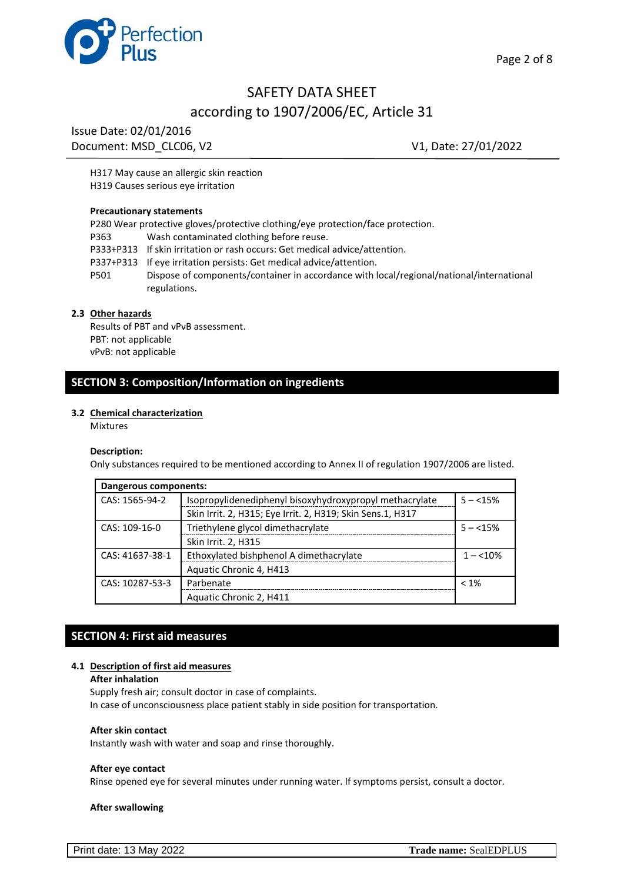H317 May cause an allergic skin reaction
H319 Causes serious eye irritation

**Precautionary statements**

P280 Wear protective gloves/protective clothing/eye protection/face protection.
P363 Wash contaminated clothing before reuse.
P333+P313 If skin irritation or rash occurs: Get medical advice/attention.
P337+P313 If eye irritation persists: Get medical advice/attention.
P501 Dispose of components/container in accordance with local/regional/national/international regulations.

### 2.3 Other hazards

Results of PBT and vPvB assessment.
PBT: not applicable
vPvB: not applicable

## SECTION 3: Composition/Information on ingredients

### 3.2 Chemical characterization

Mixtures

**Description:**

Only substances required to be mentioned according to Annex II of regulation 1907/2006 are listed.

| Dangerous components: | | |
|---|---|---|
| CAS: 1565-94-2 | Isopropylidenediphenyl bisoxyhydroxypropyl methacrylate<br>Skin Irrit. 2, H315; Eye Irrit. 2, H319; Skin Sens.1, H317 | 5 – <15% |
| CAS: 109-16-0 | Triethylene glycol dimethacrylate<br>Skin Irrit. 2, H315 | 5 – <15% |
| CAS: 41637-38-1 | Ethoxylated bishphenol A dimethacrylate<br>Aquatic Chronic 4, H413 | 1 – <10% |
| CAS: 10287-53-3 | Parbenate<br>Aquatic Chronic 2, H411 | < 1% |

## SECTION 4: First aid measures

### 4.1 Description of first aid measures

**After inhalation**

Supply fresh air; consult doctor in case of complaints.
In case of unconsciousness place patient stably in side position for transportation.

**After skin contact**

Instantly wash with water and soap and rinse thoroughly.

**After eye contact**

Rinse opened eye for several minutes under running water. If symptoms persist, consult a doctor.

**After swallowing**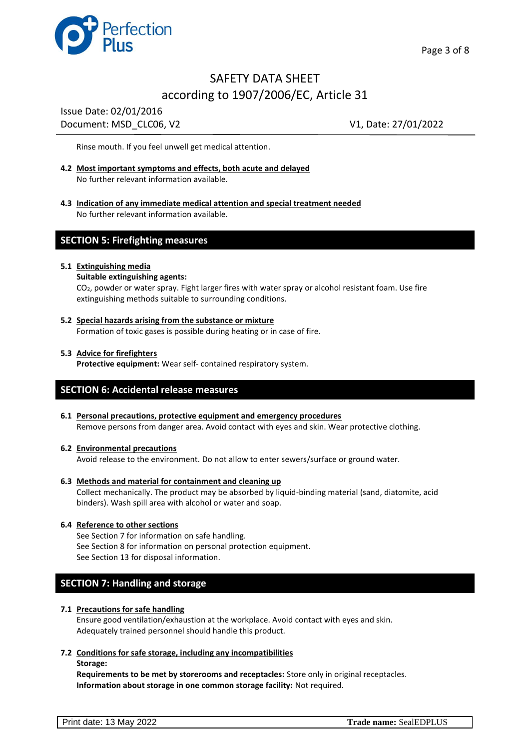Rinse mouth. If you feel unwell get medical attention.

**4.2 Most important symptoms and effects, both acute and delayed**

No further relevant information available.

**4.3 Indication of any immediate medical attention and special treatment needed**

No further relevant information available.

## SECTION 5: Firefighting measures

**5.1 Extinguishing media**

**Suitable extinguishing agents:**

$CO_2$, powder or water spray. Fight larger fires with water spray or alcohol resistant foam. Use fire extinguishing methods suitable to surrounding conditions.

**5.2 Special hazards arising from the substance or mixture**

Formation of toxic gases is possible during heating or in case of fire.

**5.3 Advice for firefighters**

**Protective equipment:** Wear self- contained respiratory system.

## SECTION 6: Accidental release measures

**6.1 Personal precautions, protective equipment and emergency procedures**

Remove persons from danger area. Avoid contact with eyes and skin. Wear protective clothing.

**6.2 Environmental precautions**

Avoid release to the environment. Do not allow to enter sewers/surface or ground water.

**6.3 Methods and material for containment and cleaning up**

Collect mechanically. The product may be absorbed by liquid-binding material (sand, diatomite, acid binders). Wash spill area with alcohol or water and soap.

**6.4 Reference to other sections**

See Section 7 for information on safe handling.
See Section 8 for information on personal protection equipment.
See Section 13 for disposal information.

## SECTION 7: Handling and storage

**7.1 Precautions for safe handling**

Ensure good ventilation/exhaustion at the workplace. Avoid contact with eyes and skin. Adequately trained personnel should handle this product.

**7.2 Conditions for safe storage, including any incompatibilities**

**Storage:**

**Requirements to be met by storerooms and receptacles:** Store only in original receptacles.
**Information about storage in one common storage facility:** Not required.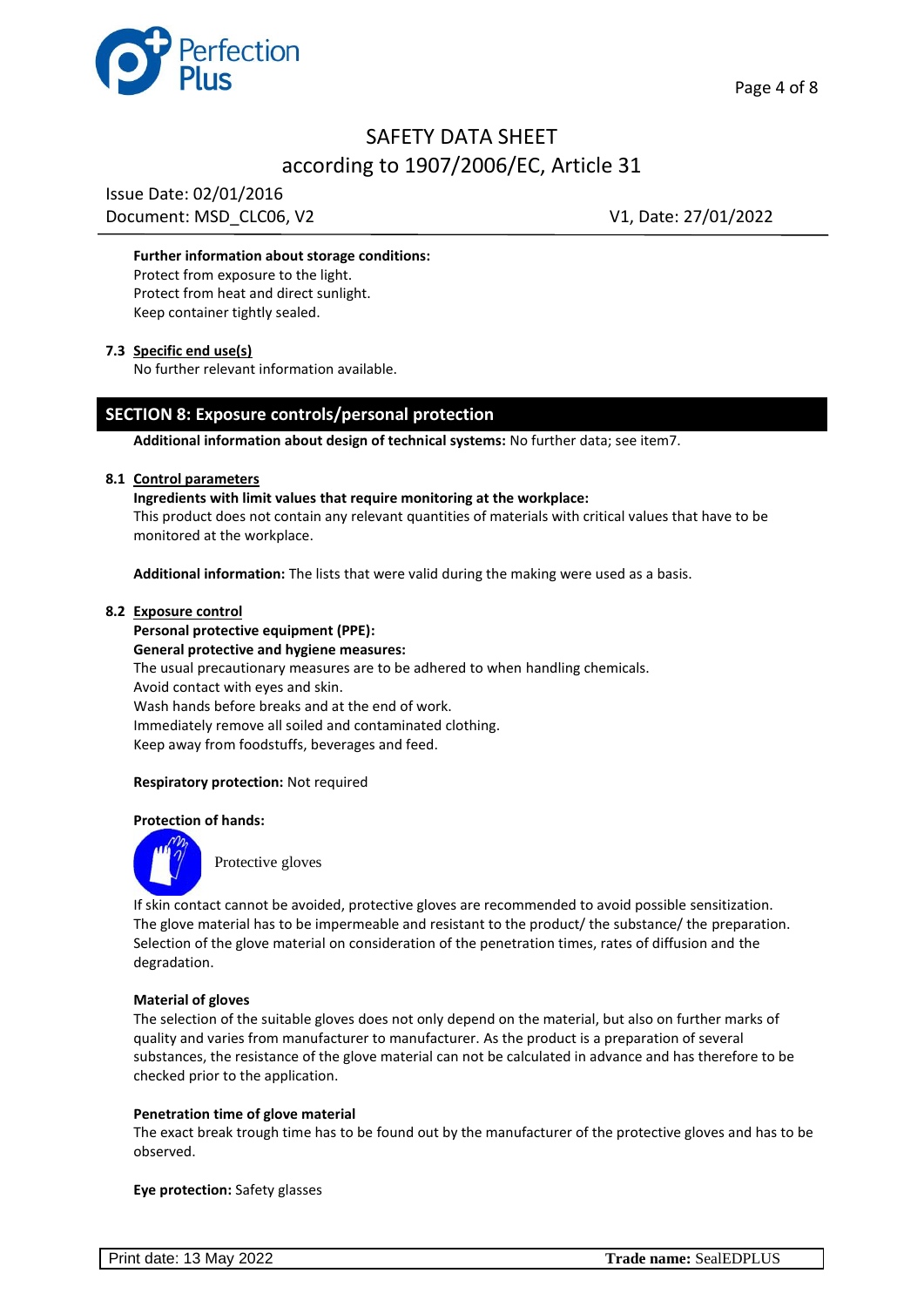**Further information about storage conditions:**
Protect from exposure to the light.
Protect from heat and direct sunlight.
Keep container tightly sealed.

### 7.3 Specific end use(s)

No further relevant information available.

## SECTION 8: Exposure controls/personal protection

**Additional information about design of technical systems:** No further data; see item7.

### 8.1 Control parameters

**Ingredients with limit values that require monitoring at the workplace:**
This product does not contain any relevant quantities of materials with critical values that have to be monitored at the workplace.

**Additional information:** The lists that were valid during the making were used as a basis.

### 8.2 Exposure control

**Personal protective equipment (PPE):**
**General protective and hygiene measures:**
The usual precautionary measures are to be adhered to when handling chemicals.
Avoid contact with eyes and skin.
Wash hands before breaks and at the end of work.
Immediately remove all soiled and contaminated clothing.
Keep away from foodstuffs, beverages and feed.

**Respiratory protection:** Not required

**Protection of hands:**

Protective gloves

If skin contact cannot be avoided, protective gloves are recommended to avoid possible sensitization.
The glove material has to be impermeable and resistant to the product/ the substance/ the preparation.
Selection of the glove material on consideration of the penetration times, rates of diffusion and the degradation.

**Material of gloves**
The selection of the suitable gloves does not only depend on the material, but also on further marks of quality and varies from manufacturer to manufacturer. As the product is a preparation of several substances, the resistance of the glove material can not be calculated in advance and has therefore to be checked prior to the application.

**Penetration time of glove material**
The exact break trough time has to be found out by the manufacturer of the protective gloves and has to be observed.

**Eye protection:** Safety glasses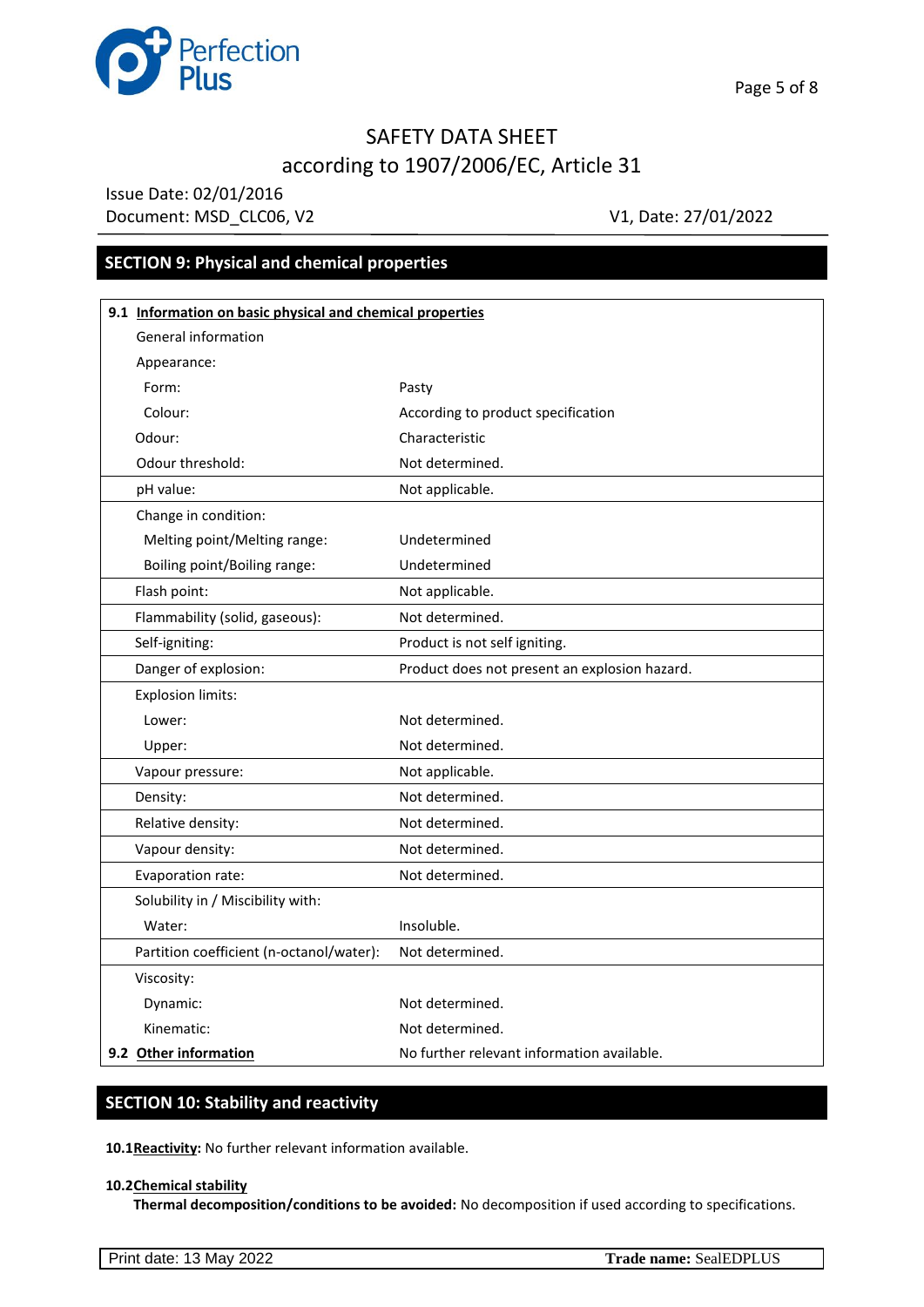## SECTION 9: Physical and chemical properties

| **9.1 Information on basic physical and chemical properties** | |
|---|---|
| General information | |
| Appearance: | |
| Form: | Pasty |
| Colour: | According to product specification |
| Odour: | Characteristic |
| Odour threshold: | Not determined. |
| pH value: | Not applicable. |
| Change in condition: | |
| Melting point/Melting range: | Undetermined |
| Boiling point/Boiling range: | Undetermined |
| Flash point: | Not applicable. |
| Flammability (solid, gaseous): | Not determined. |
| Self-igniting: | Product is not self igniting. |
| Danger of explosion: | Product does not present an explosion hazard. |
| Explosion limits: | |
| Lower: | Not determined. |
| Upper: | Not determined. |
| Vapour pressure: | Not applicable. |
| Density: | Not determined. |
| Relative density: | Not determined. |
| Vapour density: | Not determined. |
| Evaporation rate: | Not determined. |
| Solubility in / Miscibility with: | |
| Water: | Insoluble. |
| Partition coefficient (n-octanol/water): | Not determined. |
| Viscosity: | |
| Dynamic: | Not determined. |
| Kinematic: | Not determined. |
| **9.2 Other information** | No further relevant information available. |

## SECTION 10: Stability and reactivity

**10.1 Reactivity:** No further relevant information available.

**10.2 Chemical stability**

**Thermal decomposition/conditions to be avoided:** No decomposition if used according to specifications.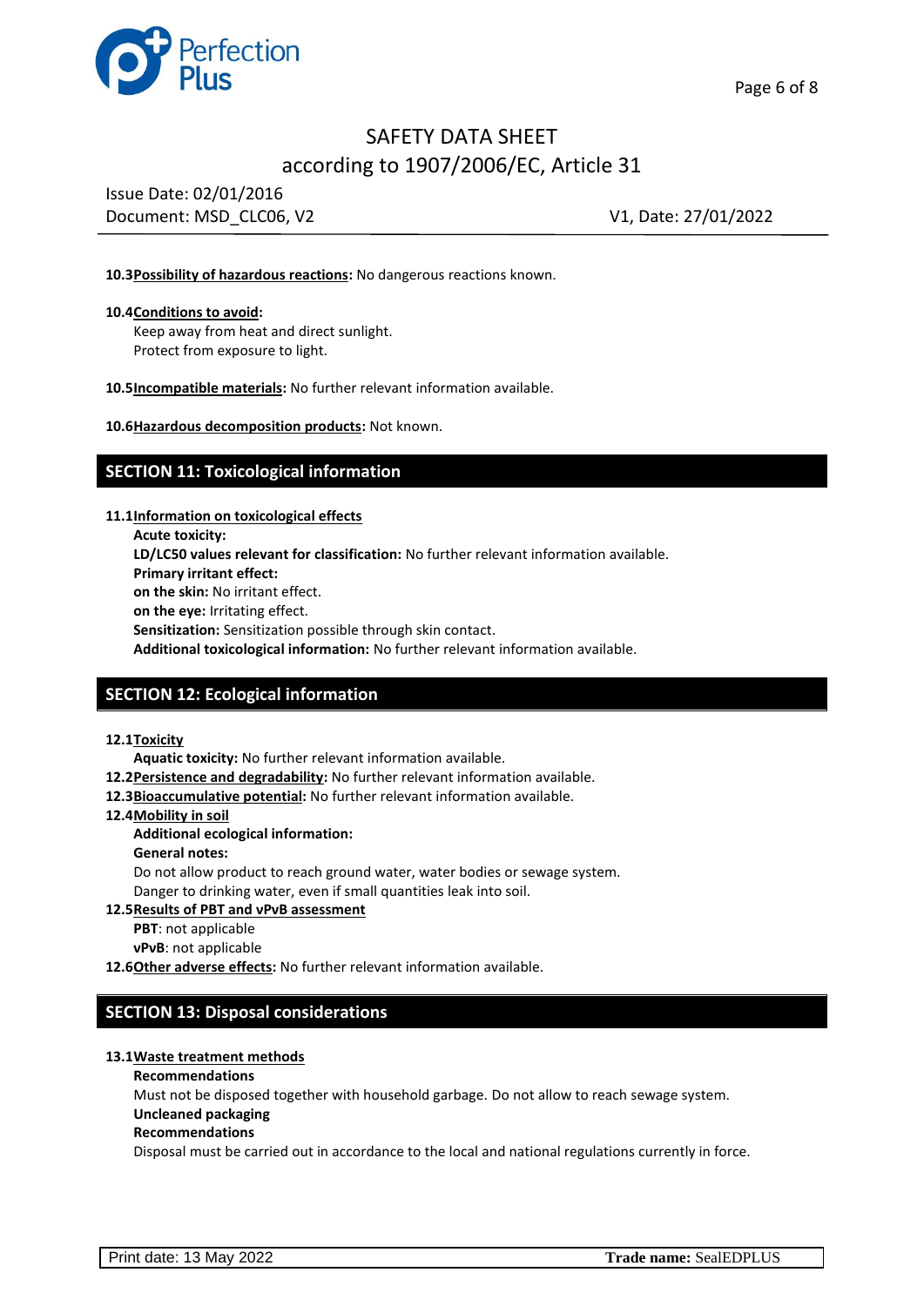**10.3 Possibility of hazardous reactions:** No dangerous reactions known.

**10.4 Conditions to avoid:**

Keep away from heat and direct sunlight.
Protect from exposure to light.

**10.5 Incompatible materials:** No further relevant information available.

**10.6 Hazardous decomposition products:** Not known.

## SECTION 11: Toxicological information

**11.1 Information on toxicological effects**

**Acute toxicity:**
**LD/LC50 values relevant for classification:** No further relevant information available.
**Primary irritant effect:**
**on the skin:** No irritant effect.
**on the eye:** Irritating effect.
**Sensitization:** Sensitization possible through skin contact.
**Additional toxicological information:** No further relevant information available.

## SECTION 12: Ecological information

**12.1 Toxicity**

**Aquatic toxicity:** No further relevant information available.

**12.2 Persistence and degradability:** No further relevant information available.

**12.3 Bioaccumulative potential:** No further relevant information available.

**12.4 Mobility in soil**

**Additional ecological information:**
**General notes:**
Do not allow product to reach ground water, water bodies or sewage system.
Danger to drinking water, even if small quantities leak into soil.

**12.5 Results of PBT and vPvB assessment**

**PBT**: not applicable
**vPvB**: not applicable

**12.6 Other adverse effects:** No further relevant information available.

## SECTION 13: Disposal considerations

**13.1 Waste treatment methods**

**Recommendations**
Must not be disposed together with household garbage. Do not allow to reach sewage system.
**Uncleaned packaging**
**Recommendations**
Disposal must be carried out in accordance to the local and national regulations currently in force.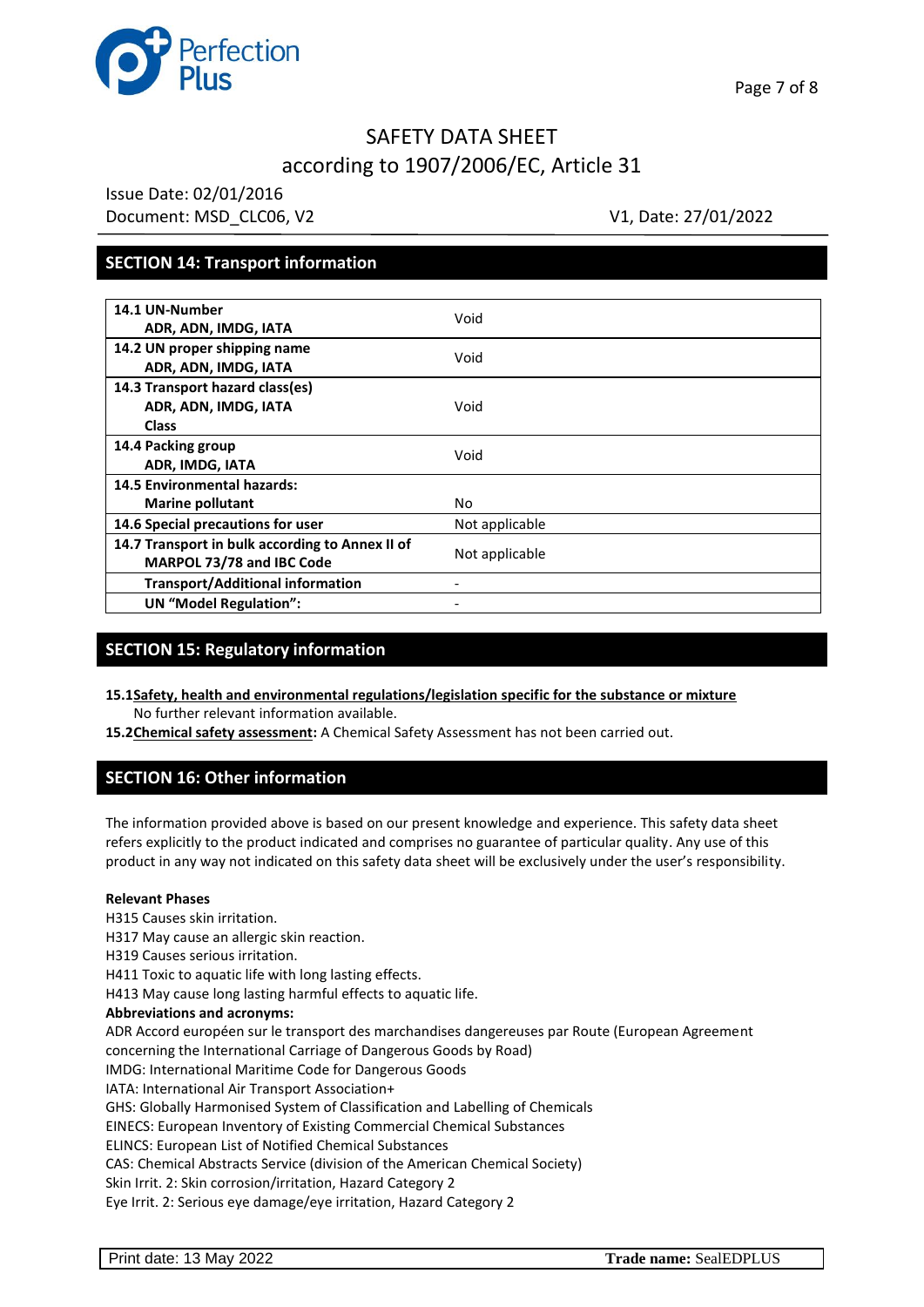## SECTION 14: Transport information

| | |
|---|---|
| **14.1 UN-Number**<br>**ADR, ADN, IMDG, IATA** | Void |
| **14.2 UN proper shipping name**<br>**ADR, ADN, IMDG, IATA** | Void |
| **14.3 Transport hazard class(es)**<br>**ADR, ADN, IMDG, IATA**<br>**Class** | Void |
| **14.4 Packing group**<br>**ADR, IMDG, IATA** | Void |
| **14.5 Environmental hazards:**<br>**Marine pollutant** | No |
| **14.6 Special precautions for user** | Not applicable |
| **14.7 Transport in bulk according to Annex II of MARPOL 73/78 and IBC Code** | Not applicable |
| **Transport/Additional information** | - |
| **UN "Model Regulation":** | - |

## SECTION 15: Regulatory information

**15.1Safety, health and environmental regulations/legislation specific for the substance or mixture**
No further relevant information available.

**15.2Chemical safety assessment:** A Chemical Safety Assessment has not been carried out.

## SECTION 16: Other information

The information provided above is based on our present knowledge and experience. This safety data sheet refers explicitly to the product indicated and comprises no guarantee of particular quality. Any use of this product in any way not indicated on this safety data sheet will be exclusively under the user's responsibility.

**Relevant Phases**

H315 Causes skin irritation.
H317 May cause an allergic skin reaction.
H319 Causes serious irritation.
H411 Toxic to aquatic life with long lasting effects.
H413 May cause long lasting harmful effects to aquatic life.

**Abbreviations and acronyms:**

ADR Accord européen sur le transport des marchandises dangereuses par Route (European Agreement concerning the International Carriage of Dangerous Goods by Road)
IMDG: International Maritime Code for Dangerous Goods
IATA: International Air Transport Association+
GHS: Globally Harmonised System of Classification and Labelling of Chemicals
EINECS: European Inventory of Existing Commercial Chemical Substances
ELINCS: European List of Notified Chemical Substances
CAS: Chemical Abstracts Service (division of the American Chemical Society)
Skin Irrit. 2: Skin corrosion/irritation, Hazard Category 2
Eye Irrit. 2: Serious eye damage/eye irritation, Hazard Category 2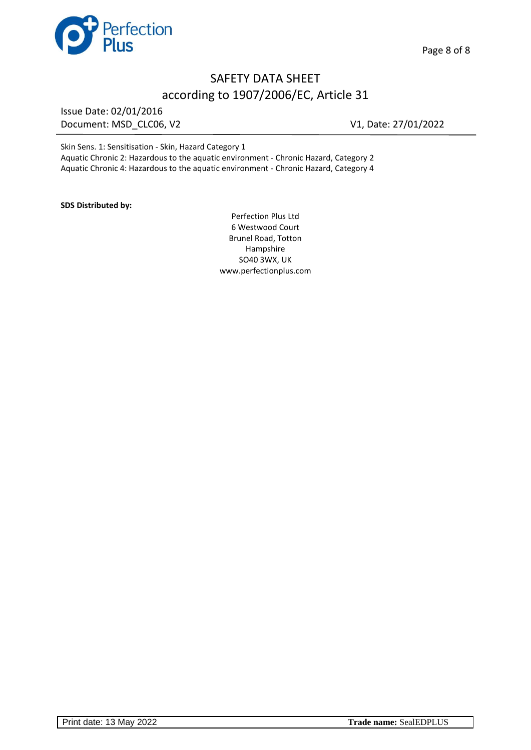Skin Sens. 1: Sensitisation - Skin, Hazard Category 1
Aquatic Chronic 2: Hazardous to the aquatic environment - Chronic Hazard, Category 2
Aquatic Chronic 4: Hazardous to the aquatic environment - Chronic Hazard, Category 4

**SDS Distributed by:**

Perfection Plus Ltd
6 Westwood Court
Brunel Road, Totton
Hampshire
SO40 3WX, UK
www.perfectionplus.com